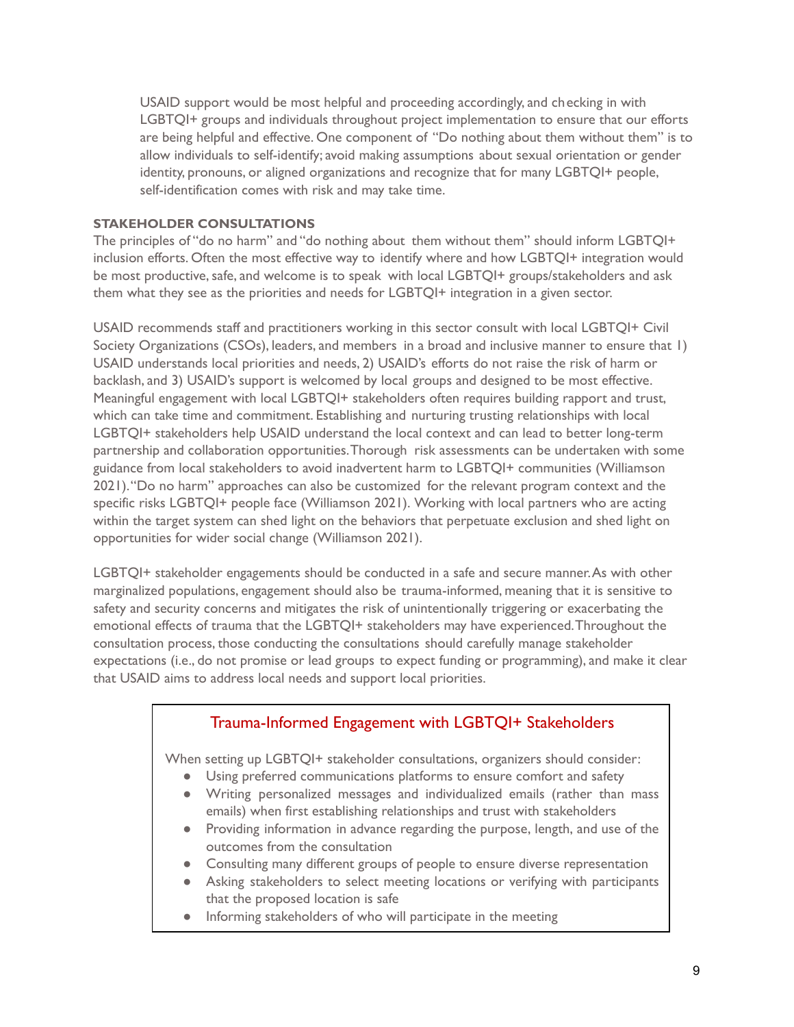USAID support would be most helpful and proceeding accordingly, and checking in with LGBTQI+ groups and individuals throughout project implementation to ensure that our efforts are being helpful and effective. One component of "Do nothing about them without them" is to allow individuals to self-identify; avoid making assumptions about sexual orientation or gender identity, pronouns, or aligned organizations and recognize that for many LGBTQI+ people, self-identification comes with risk and may take time.

**STAKEHOLDER CONSULTATIONS**

The principles of "do no harm" and "do nothing about them without them" should inform LGBTQI+ inclusion efforts. Often the most effective way to identify where and how LGBTQI+ integration would be most productive, safe, and welcome is to speak with local LGBTQI+ groups/stakeholders and ask them what they see as the priorities and needs for LGBTQI+ integration in a given sector.

USAID recommends staff and practitioners working in this sector consult with local LGBTQI+ Civil Society Organizations (CSOs), leaders, and members in a broad and inclusive manner to ensure that 1) USAID understands local priorities and needs, 2) USAID's efforts do not raise the risk of harm or backlash, and 3) USAID's support is welcomed by local groups and designed to be most effective. Meaningful engagement with local LGBTQI+ stakeholders often requires building rapport and trust, which can take time and commitment. Establishing and nurturing trusting relationships with local LGBTQI+ stakeholders help USAID understand the local context and can lead to better long-term partnership and collaboration opportunities. Thorough risk assessments can be undertaken with some guidance from local stakeholders to avoid inadvertent harm to LGBTQI+ communities (Williamson 2021). "Do no harm" approaches can also be customized for the relevant program context and the specific risks LGBTQI+ people face (Williamson 2021). Working with local partners who are acting within the target system can shed light on the behaviors that perpetuate exclusion and shed light on opportunities for wider social change (Williamson 2021).

LGBTQI+ stakeholder engagements should be conducted in a safe and secure manner. As with other marginalized populations, engagement should also be trauma-informed, meaning that it is sensitive to safety and security concerns and mitigates the risk of unintentionally triggering or exacerbating the emotional effects of trauma that the LGBTQI+ stakeholders may have experienced. Throughout the consultation process, those conducting the consultations should carefully manage stakeholder expectations (i.e., do not promise or lead groups to expect funding or programming), and make it clear that USAID aims to address local needs and support local priorities.

### Trauma-Informed Engagement with LGBTQI+ Stakeholders

When setting up LGBTQI+ stakeholder consultations, organizers should consider:

- Using preferred communications platforms to ensure comfort and safety
- Writing personalized messages and individualized emails (rather than mass emails) when first establishing relationships and trust with stakeholders
- Providing information in advance regarding the purpose, length, and use of the outcomes from the consultation
- Consulting many different groups of people to ensure diverse representation
- Asking stakeholders to select meeting locations or verifying with participants that the proposed location is safe
- Informing stakeholders of who will participate in the meeting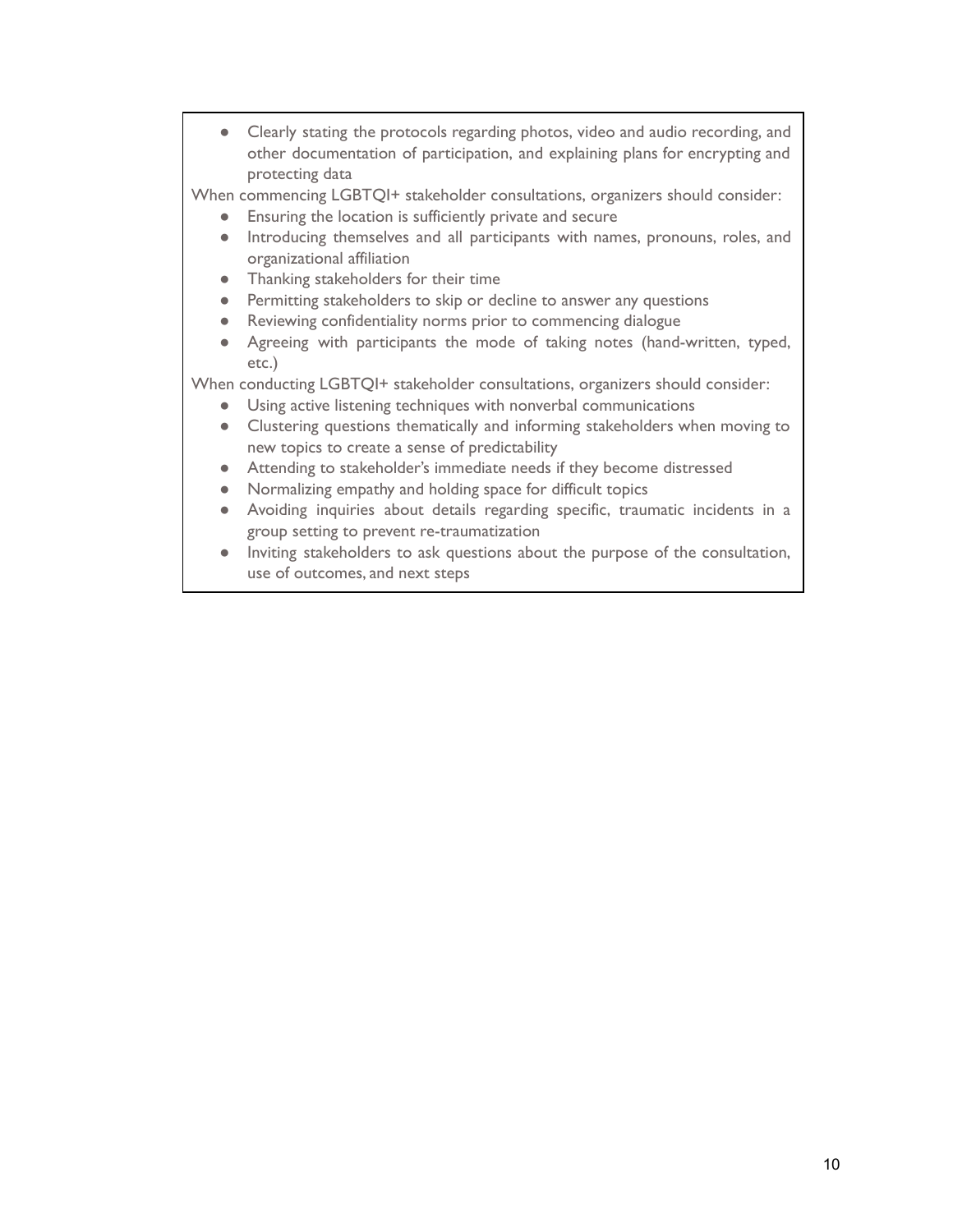- Clearly stating the protocols regarding photos, video and audio recording, and other documentation of participation, and explaining plans for encrypting and protecting data

When commencing LGBTQI+ stakeholder consultations, organizers should consider:

- Ensuring the location is sufficiently private and secure
- Introducing themselves and all participants with names, pronouns, roles, and organizational affiliation
- Thanking stakeholders for their time
- Permitting stakeholders to skip or decline to answer any questions
- Reviewing confidentiality norms prior to commencing dialogue
- Agreeing with participants the mode of taking notes (hand-written, typed, etc.)

When conducting LGBTQI+ stakeholder consultations, organizers should consider:

- Using active listening techniques with nonverbal communications
- Clustering questions thematically and informing stakeholders when moving to new topics to create a sense of predictability
- Attending to stakeholder's immediate needs if they become distressed
- Normalizing empathy and holding space for difficult topics
- Avoiding inquiries about details regarding specific, traumatic incidents in a group setting to prevent re-traumatization
- Inviting stakeholders to ask questions about the purpose of the consultation, use of outcomes, and next steps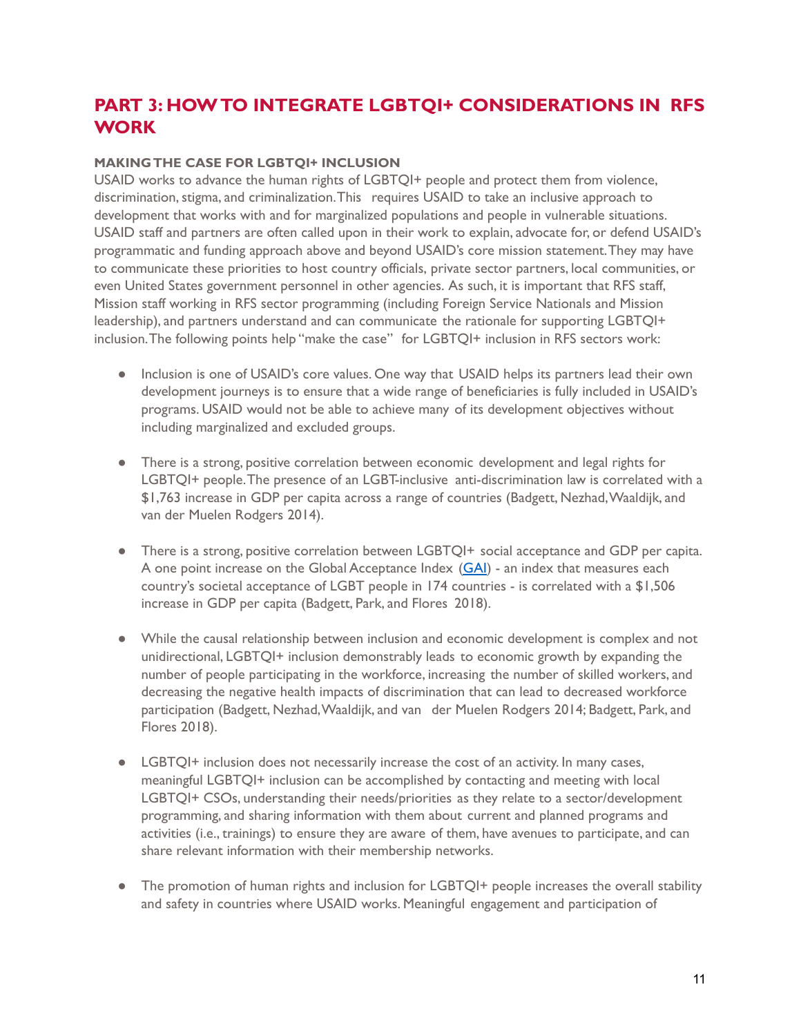## PART 3: HOW TO INTEGRATE LGBTQI+ CONSIDERATIONS IN RFS WORK

### MAKING THE CASE FOR LGBTQI+ INCLUSION

USAID works to advance the human rights of LGBTQI+ people and protect them from violence, discrimination, stigma, and criminalization. This requires USAID to take an inclusive approach to development that works with and for marginalized populations and people in vulnerable situations. USAID staff and partners are often called upon in their work to explain, advocate for, or defend USAID's programmatic and funding approach above and beyond USAID's core mission statement. They may have to communicate these priorities to host country officials, private sector partners, local communities, or even United States government personnel in other agencies. As such, it is important that RFS staff, Mission staff working in RFS sector programming (including Foreign Service Nationals and Mission leadership), and partners understand and can communicate the rationale for supporting LGBTQI+ inclusion. The following points help "make the case" for LGBTQI+ inclusion in RFS sectors work:

- Inclusion is one of USAID's core values. One way that USAID helps its partners lead their own development journeys is to ensure that a wide range of beneficiaries is fully included in USAID's programs. USAID would not be able to achieve many of its development objectives without including marginalized and excluded groups.

- There is a strong, positive correlation between economic development and legal rights for LGBTQI+ people. The presence of an LGBT-inclusive anti-discrimination law is correlated with a $1,763 increase in GDP per capita across a range of countries (Badgett, Nezhad, Waaldijk, and van der Muelen Rodgers 2014).

- There is a strong, positive correlation between LGBTQI+ social acceptance and GDP per capita. A one point increase on the Global Acceptance Index ([GAI]) - an index that measures each country's societal acceptance of LGBT people in 174 countries - is correlated with a $1,506 increase in GDP per capita (Badgett, Park, and Flores 2018).

- While the causal relationship between inclusion and economic development is complex and not unidirectional, LGBTQI+ inclusion demonstrably leads to economic growth by expanding the number of people participating in the workforce, increasing the number of skilled workers, and decreasing the negative health impacts of discrimination that can lead to decreased workforce participation (Badgett, Nezhad, Waaldijk, and van der Muelen Rodgers 2014; Badgett, Park, and Flores 2018).

- LGBTQI+ inclusion does not necessarily increase the cost of an activity. In many cases, meaningful LGBTQI+ inclusion can be accomplished by contacting and meeting with local LGBTQI+ CSOs, understanding their needs/priorities as they relate to a sector/development programming, and sharing information with them about current and planned programs and activities (i.e., trainings) to ensure they are aware of them, have avenues to participate, and can share relevant information with their membership networks.

- The promotion of human rights and inclusion for LGBTQI+ people increases the overall stability and safety in countries where USAID works. Meaningful engagement and participation of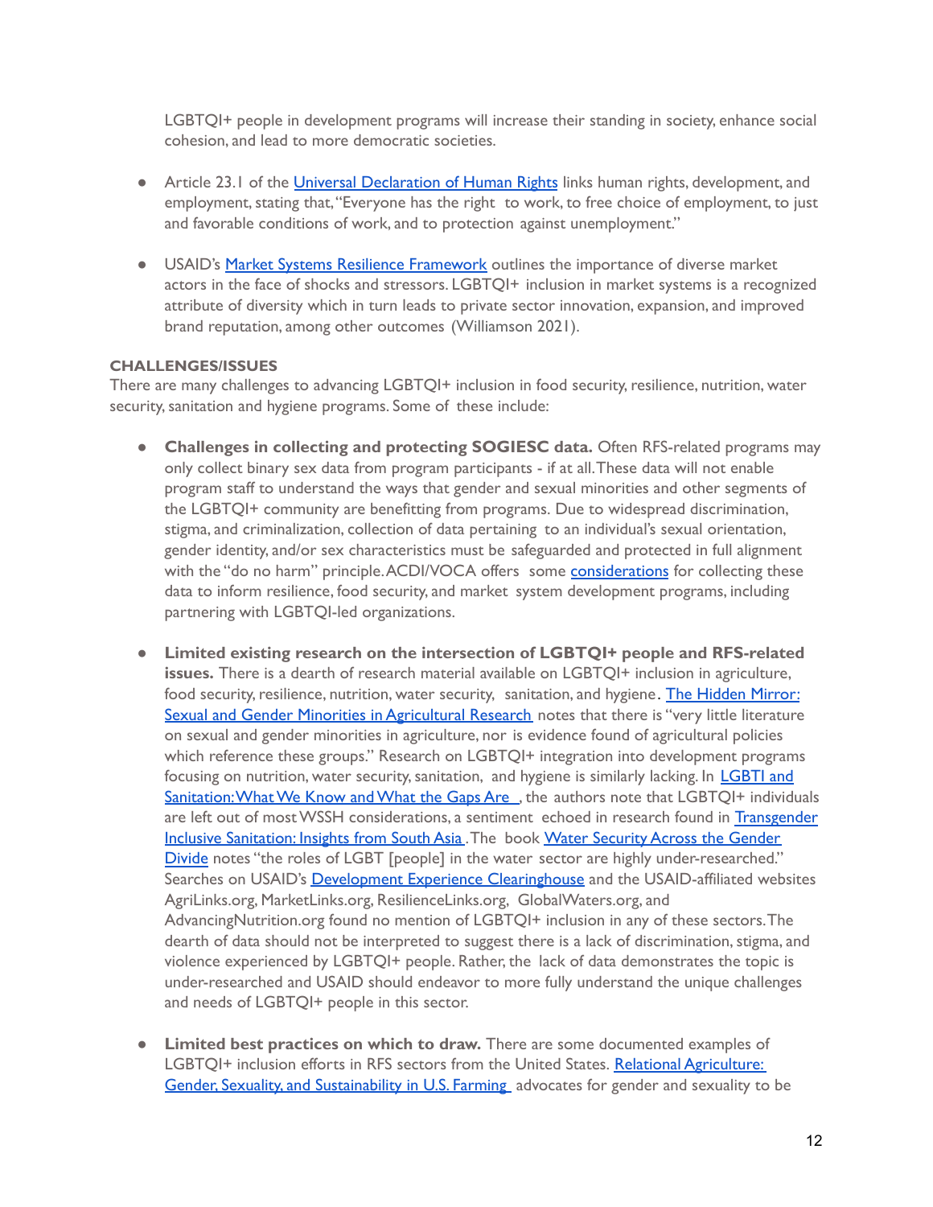LGBTQI+ people in development programs will increase their standing in society, enhance social cohesion, and lead to more democratic societies.

- Article 23.1 of the Universal Declaration of Human Rights links human rights, development, and employment, stating that, "Everyone has the right to work, to free choice of employment, to just and favorable conditions of work, and to protection against unemployment."

- USAID's Market Systems Resilience Framework outlines the importance of diverse market actors in the face of shocks and stressors. LGBTQI+ inclusion in market systems is a recognized attribute of diversity which in turn leads to private sector innovation, expansion, and improved brand reputation, among other outcomes (Williamson 2021).

**CHALLENGES/ISSUES**

There are many challenges to advancing LGBTQI+ inclusion in food security, resilience, nutrition, water security, sanitation and hygiene programs. Some of these include:

- **Challenges in collecting and protecting SOGIESC data.** Often RFS-related programs may only collect binary sex data from program participants - if at all. These data will not enable program staff to understand the ways that gender and sexual minorities and other segments of the LGBTQI+ community are benefitting from programs. Due to widespread discrimination, stigma, and criminalization, collection of data pertaining to an individual's sexual orientation, gender identity, and/or sex characteristics must be safeguarded and protected in full alignment with the "do no harm" principle. ACDI/VOCA offers some considerations for collecting these data to inform resilience, food security, and market system development programs, including partnering with LGBTQI-led organizations.

- **Limited existing research on the intersection of LGBTQI+ people and RFS-related issues.** There is a dearth of research material available on LGBTQI+ inclusion in agriculture, food security, resilience, nutrition, water security, sanitation, and hygiene. The Hidden Mirror: Sexual and Gender Minorities in Agricultural Research notes that there is "very little literature on sexual and gender minorities in agriculture, nor is evidence found of agricultural policies which reference these groups." Research on LGBTQI+ integration into development programs focusing on nutrition, water security, sanitation, and hygiene is similarly lacking. In LGBTI and Sanitation: What We Know and What the Gaps Are , the authors note that LGBTQI+ individuals are left out of most WSSH considerations, a sentiment echoed in research found in Transgender Inclusive Sanitation: Insights from South Asia . The book Water Security Across the Gender Divide notes "the roles of LGBT [people] in the water sector are highly under-researched." Searches on USAID's Development Experience Clearinghouse and the USAID-affiliated websites AgriLinks.org, MarketLinks.org, ResilienceLinks.org, GlobalWaters.org, and AdvancingNutrition.org found no mention of LGBTQI+ inclusion in any of these sectors. The dearth of data should not be interpreted to suggest there is a lack of discrimination, stigma, and violence experienced by LGBTQI+ people. Rather, the lack of data demonstrates the topic is under-researched and USAID should endeavor to more fully understand the unique challenges and needs of LGBTQI+ people in this sector.

- **Limited best practices on which to draw.** There are some documented examples of LGBTQI+ inclusion efforts in RFS sectors from the United States. Relational Agriculture: Gender, Sexuality, and Sustainability in U.S. Farming advocates for gender and sexuality to be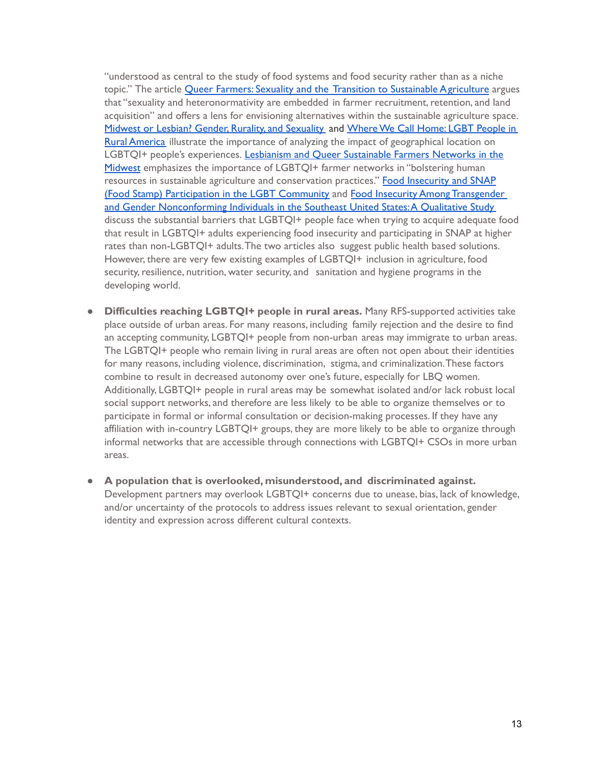"understood as central to the study of food systems and food security rather than as a niche topic." The article Queer Farmers: Sexuality and the Transition to Sustainable Agriculture argues that "sexuality and heteronormativity are embedded in farmer recruitment, retention, and land acquisition" and offers a lens for envisioning alternatives within the sustainable agriculture space. Midwest or Lesbian? Gender, Rurality, and Sexuality and Where We Call Home: LGBT People in Rural America illustrate the importance of analyzing the impact of geographical location on LGBTQI+ people's experiences. Lesbianism and Queer Sustainable Farmers Networks in the Midwest emphasizes the importance of LGBTQI+ farmer networks in "bolstering human resources in sustainable agriculture and conservation practices." Food Insecurity and SNAP (Food Stamp) Participation in the LGBT Community and Food Insecurity Among Transgender and Gender Nonconforming Individuals in the Southeast United States: A Qualitative Study discuss the substantial barriers that LGBTQI+ people face when trying to acquire adequate food that result in LGBTQI+ adults experiencing food insecurity and participating in SNAP at higher rates than non-LGBTQI+ adults. The two articles also suggest public health based solutions. However, there are very few existing examples of LGBTQI+ inclusion in agriculture, food security, resilience, nutrition, water security, and sanitation and hygiene programs in the developing world.

- **Difficulties reaching LGBTQI+ people in rural areas.** Many RFS-supported activities take place outside of urban areas. For many reasons, including family rejection and the desire to find an accepting community, LGBTQI+ people from non-urban areas may immigrate to urban areas. The LGBTQI+ people who remain living in rural areas are often not open about their identities for many reasons, including violence, discrimination, stigma, and criminalization. These factors combine to result in decreased autonomy over one's future, especially for LBQ women. Additionally, LGBTQI+ people in rural areas may be somewhat isolated and/or lack robust local social support networks, and therefore are less likely to be able to organize themselves or to participate in formal or informal consultation or decision-making processes. If they have any affiliation with in-country LGBTQI+ groups, they are more likely to be able to organize through informal networks that are accessible through connections with LGBTQI+ CSOs in more urban areas.

- **A population that is overlooked, misunderstood, and discriminated against.** Development partners may overlook LGBTQI+ concerns due to unease, bias, lack of knowledge, and/or uncertainty of the protocols to address issues relevant to sexual orientation, gender identity and expression across different cultural contexts.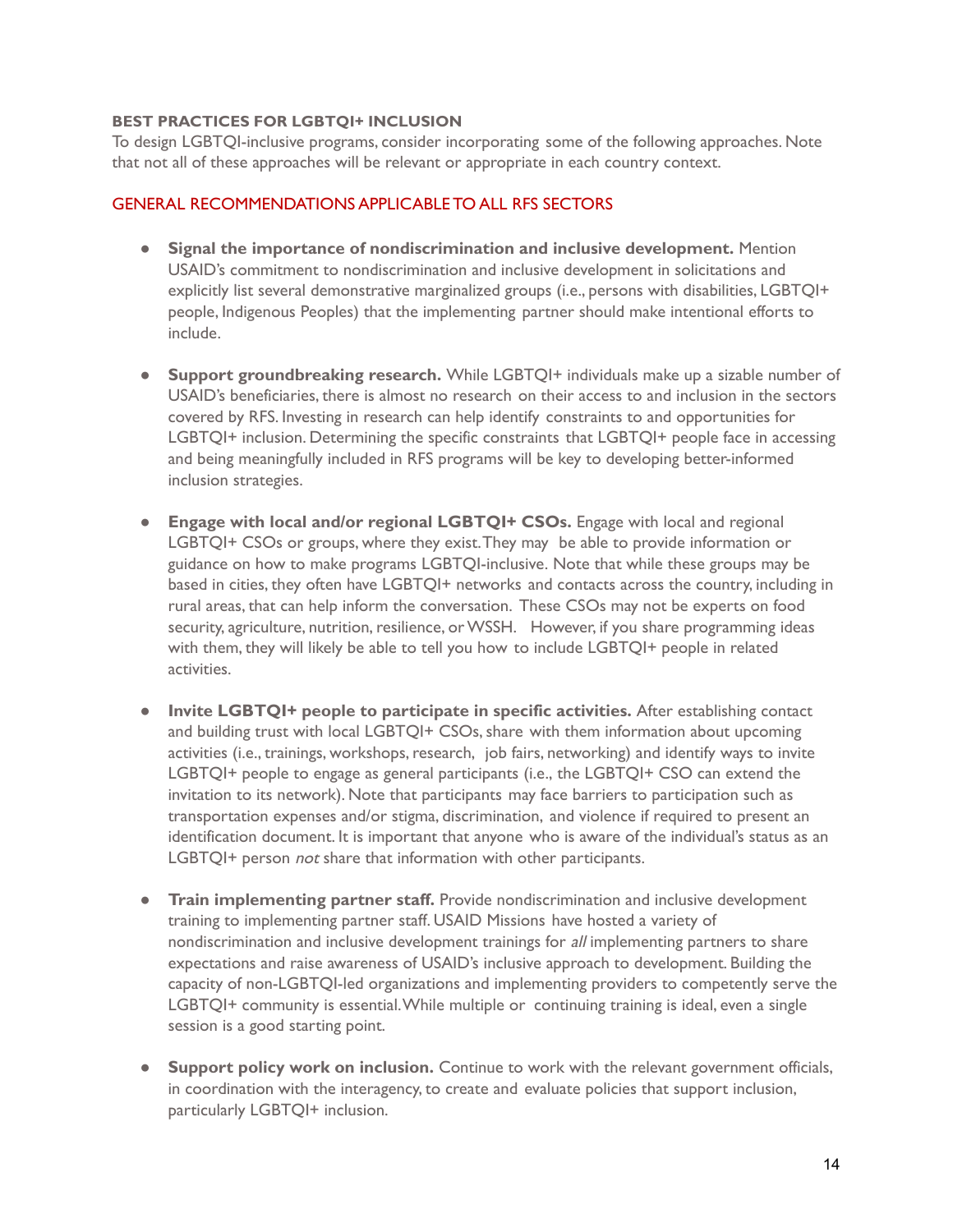### BEST PRACTICES FOR LGBTQI+ INCLUSION

To design LGBTQI-inclusive programs, consider incorporating some of the following approaches. Note that not all of these approaches will be relevant or appropriate in each country context.

#### GENERAL RECOMMENDATIONS APPLICABLE TO ALL RFS SECTORS

- **Signal the importance of nondiscrimination and inclusive development.** Mention USAID's commitment to nondiscrimination and inclusive development in solicitations and explicitly list several demonstrative marginalized groups (i.e., persons with disabilities, LGBTQI+ people, Indigenous Peoples) that the implementing partner should make intentional efforts to include.

- **Support groundbreaking research.** While LGBTQI+ individuals make up a sizable number of USAID's beneficiaries, there is almost no research on their access to and inclusion in the sectors covered by RFS. Investing in research can help identify constraints to and opportunities for LGBTQI+ inclusion. Determining the specific constraints that LGBTQI+ people face in accessing and being meaningfully included in RFS programs will be key to developing better-informed inclusion strategies.

- **Engage with local and/or regional LGBTQI+ CSOs.** Engage with local and regional LGBTQI+ CSOs or groups, where they exist. They may be able to provide information or guidance on how to make programs LGBTQI-inclusive. Note that while these groups may be based in cities, they often have LGBTQI+ networks and contacts across the country, including in rural areas, that can help inform the conversation. These CSOs may not be experts on food security, agriculture, nutrition, resilience, or WSSH. However, if you share programming ideas with them, they will likely be able to tell you how to include LGBTQI+ people in related activities.

- **Invite LGBTQI+ people to participate in specific activities.** After establishing contact and building trust with local LGBTQI+ CSOs, share with them information about upcoming activities (i.e., trainings, workshops, research, job fairs, networking) and identify ways to invite LGBTQI+ people to engage as general participants (i.e., the LGBTQI+ CSO can extend the invitation to its network). Note that participants may face barriers to participation such as transportation expenses and/or stigma, discrimination, and violence if required to present an identification document. It is important that anyone who is aware of the individual's status as an LGBTQI+ person *not* share that information with other participants.

- **Train implementing partner staff.** Provide nondiscrimination and inclusive development training to implementing partner staff. USAID Missions have hosted a variety of nondiscrimination and inclusive development trainings for *all* implementing partners to share expectations and raise awareness of USAID's inclusive approach to development. Building the capacity of non-LGBTQI-led organizations and implementing providers to competently serve the LGBTQI+ community is essential. While multiple or continuing training is ideal, even a single session is a good starting point.

- **Support policy work on inclusion.** Continue to work with the relevant government officials, in coordination with the interagency, to create and evaluate policies that support inclusion, particularly LGBTQI+ inclusion.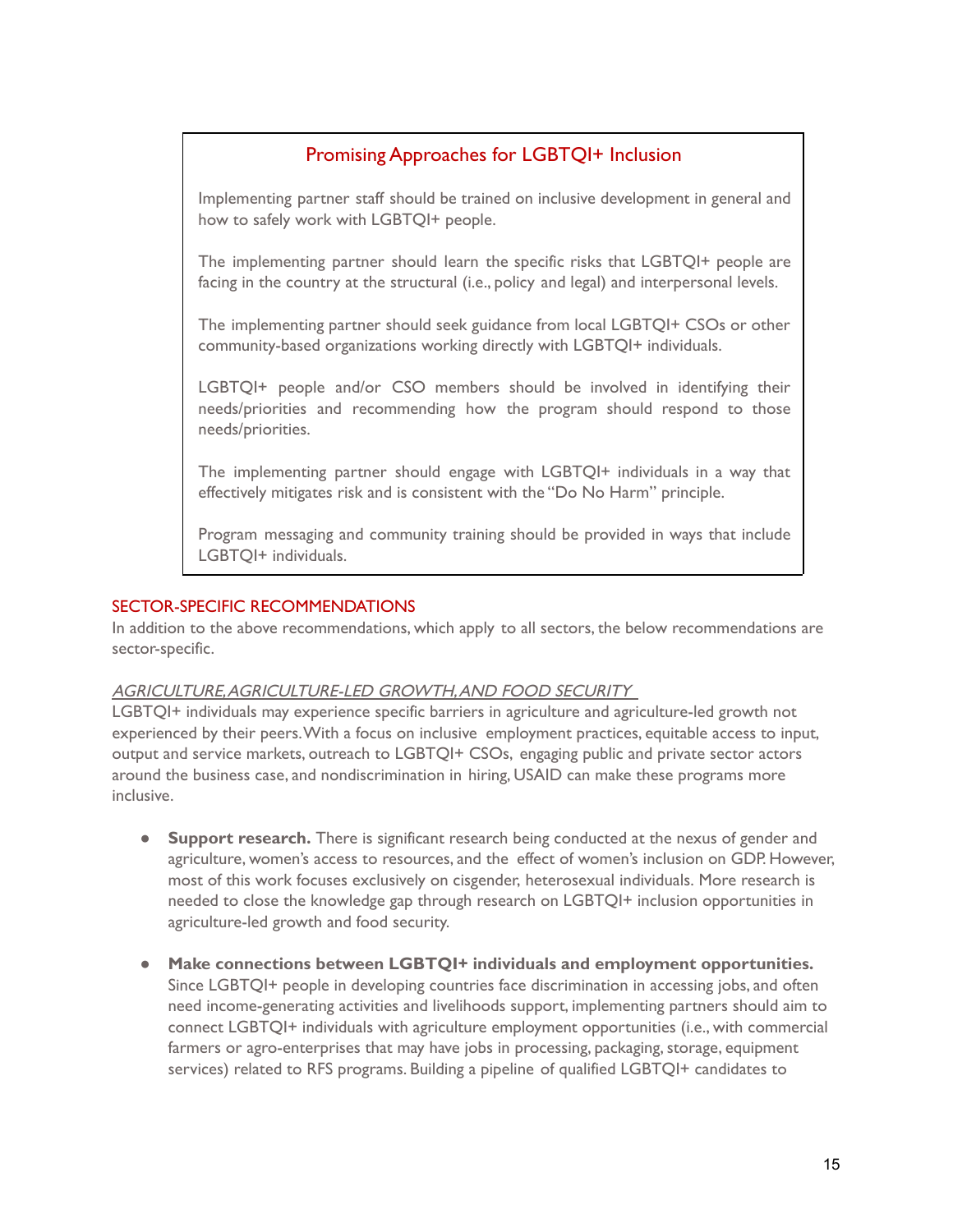## Promising Approaches for LGBTQI+ Inclusion

Implementing partner staff should be trained on inclusive development in general and how to safely work with LGBTQI+ people.

The implementing partner should learn the specific risks that LGBTQI+ people are facing in the country at the structural (i.e., policy and legal) and interpersonal levels.

The implementing partner should seek guidance from local LGBTQI+ CSOs or other community-based organizations working directly with LGBTQI+ individuals.

LGBTQI+ people and/or CSO members should be involved in identifying their needs/priorities and recommending how the program should respond to those needs/priorities.

The implementing partner should engage with LGBTQI+ individuals in a way that effectively mitigates risk and is consistent with the "Do No Harm" principle.

Program messaging and community training should be provided in ways that include LGBTQI+ individuals.

## SECTOR-SPECIFIC RECOMMENDATIONS

In addition to the above recommendations, which apply to all sectors, the below recommendations are sector-specific.

### *AGRICULTURE, AGRICULTURE-LED GROWTH, AND FOOD SECURITY*

LGBTQI+ individuals may experience specific barriers in agriculture and agriculture-led growth not experienced by their peers. With a focus on inclusive employment practices, equitable access to input, output and service markets, outreach to LGBTQI+ CSOs, engaging public and private sector actors around the business case, and nondiscrimination in hiring, USAID can make these programs more inclusive.

- **Support research.** There is significant research being conducted at the nexus of gender and agriculture, women's access to resources, and the effect of women's inclusion on GDP. However, most of this work focuses exclusively on cisgender, heterosexual individuals. More research is needed to close the knowledge gap through research on LGBTQI+ inclusion opportunities in agriculture-led growth and food security.

- **Make connections between LGBTQI+ individuals and employment opportunities.** Since LGBTQI+ people in developing countries face discrimination in accessing jobs, and often need income-generating activities and livelihoods support, implementing partners should aim to connect LGBTQI+ individuals with agriculture employment opportunities (i.e., with commercial farmers or agro-enterprises that may have jobs in processing, packaging, storage, equipment services) related to RFS programs. Building a pipeline of qualified LGBTQI+ candidates to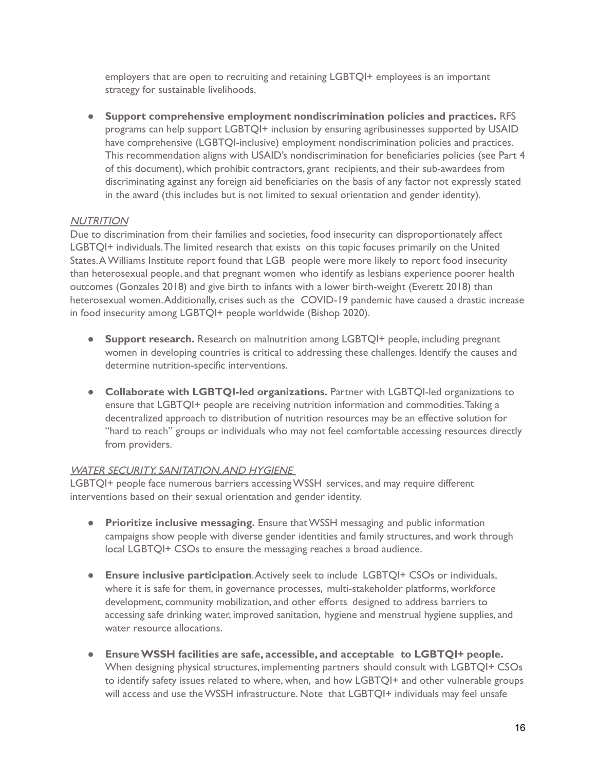employers that are open to recruiting and retaining LGBTQI+ employees is an important strategy for sustainable livelihoods.

- **Support comprehensive employment nondiscrimination policies and practices.** RFS programs can help support LGBTQI+ inclusion by ensuring agribusinesses supported by USAID have comprehensive (LGBTQI-inclusive) employment nondiscrimination policies and practices. This recommendation aligns with USAID's nondiscrimination for beneficiaries policies (see Part 4 of this document), which prohibit contractors, grant recipients, and their sub-awardees from discriminating against any foreign aid beneficiaries on the basis of any factor not expressly stated in the award (this includes but is not limited to sexual orientation and gender identity).

<u>*NUTRITION*</u>

Due to discrimination from their families and societies, food insecurity can disproportionately affect LGBTQI+ individuals. The limited research that exists on this topic focuses primarily on the United States. A Williams Institute report found that LGB people were more likely to report food insecurity than heterosexual people, and that pregnant women who identify as lesbians experience poorer health outcomes (Gonzales 2018) and give birth to infants with a lower birth-weight (Everett 2018) than heterosexual women. Additionally, crises such as the COVID-19 pandemic have caused a drastic increase in food insecurity among LGBTQI+ people worldwide (Bishop 2020).

- **Support research.** Research on malnutrition among LGBTQI+ people, including pregnant women in developing countries is critical to addressing these challenges. Identify the causes and determine nutrition-specific interventions.

- **Collaborate with LGBTQI-led organizations.** Partner with LGBTQI-led organizations to ensure that LGBTQI+ people are receiving nutrition information and commodities. Taking a decentralized approach to distribution of nutrition resources may be an effective solution for "hard to reach" groups or individuals who may not feel comfortable accessing resources directly from providers.

<u>*WATER SECURITY, SANITATION, AND HYGIENE*</u>

LGBTQI+ people face numerous barriers accessing WSSH services, and may require different interventions based on their sexual orientation and gender identity.

- **Prioritize inclusive messaging.** Ensure that WSSH messaging and public information campaigns show people with diverse gender identities and family structures, and work through local LGBTQI+ CSOs to ensure the messaging reaches a broad audience.

- **Ensure inclusive participation**. Actively seek to include LGBTQI+ CSOs or individuals, where it is safe for them, in governance processes, multi-stakeholder platforms, workforce development, community mobilization, and other efforts designed to address barriers to accessing safe drinking water, improved sanitation, hygiene and menstrual hygiene supplies, and water resource allocations.

- **Ensure WSSH facilities are safe, accessible, and acceptable to LGBTQI+ people.** When designing physical structures, implementing partners should consult with LGBTQI+ CSOs to identify safety issues related to where, when, and how LGBTQI+ and other vulnerable groups will access and use the WSSH infrastructure. Note that LGBTQI+ individuals may feel unsafe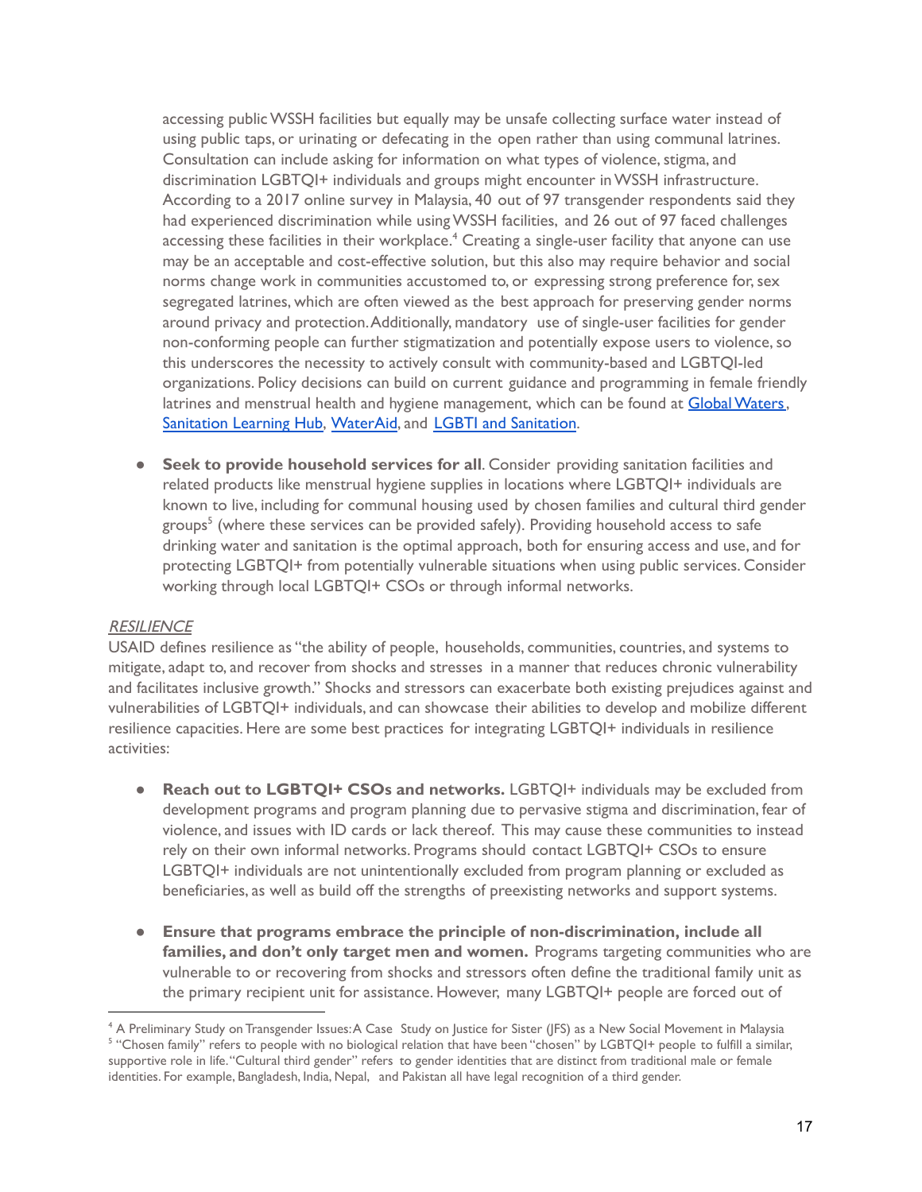accessing public WSSH facilities but equally may be unsafe collecting surface water instead of using public taps, or urinating or defecating in the open rather than using communal latrines. Consultation can include asking for information on what types of violence, stigma, and discrimination LGBTQI+ individuals and groups might encounter in WSSH infrastructure. According to a 2017 online survey in Malaysia, 40 out of 97 transgender respondents said they had experienced discrimination while using WSSH facilities, and 26 out of 97 faced challenges accessing these facilities in their workplace.[4] Creating a single-user facility that anyone can use may be an acceptable and cost-effective solution, but this also may require behavior and social norms change work in communities accustomed to, or expressing strong preference for, sex segregated latrines, which are often viewed as the best approach for preserving gender norms around privacy and protection. Additionally, mandatory use of single-user facilities for gender non-conforming people can further stigmatization and potentially expose users to violence, so this underscores the necessity to actively consult with community-based and LGBTQI-led organizations. Policy decisions can build on current guidance and programming in female friendly latrines and menstrual health and hygiene management, which can be found at [Global Waters](), [Sanitation Learning Hub](), [WaterAid](), and [LGBTI and Sanitation]().

- **Seek to provide household services for all**. Consider providing sanitation facilities and related products like menstrual hygiene supplies in locations where LGBTQI+ individuals are known to live, including for communal housing used by chosen families and cultural third gender groups[5] (where these services can be provided safely). Providing household access to safe drinking water and sanitation is the optimal approach, both for ensuring access and use, and for protecting LGBTQI+ from potentially vulnerable situations when using public services. Consider working through local LGBTQI+ CSOs or through informal networks.

*RESILIENCE*

USAID defines resilience as "the ability of people, households, communities, countries, and systems to mitigate, adapt to, and recover from shocks and stresses in a manner that reduces chronic vulnerability and facilitates inclusive growth." Shocks and stressors can exacerbate both existing prejudices against and vulnerabilities of LGBTQI+ individuals, and can showcase their abilities to develop and mobilize different resilience capacities. Here are some best practices for integrating LGBTQI+ individuals in resilience activities:

- **Reach out to LGBTQI+ CSOs and networks.** LGBTQI+ individuals may be excluded from development programs and program planning due to pervasive stigma and discrimination, fear of violence, and issues with ID cards or lack thereof. This may cause these communities to instead rely on their own informal networks. Programs should contact LGBTQI+ CSOs to ensure LGBTQI+ individuals are not unintentionally excluded from program planning or excluded as beneficiaries, as well as build off the strengths of preexisting networks and support systems.

- **Ensure that programs embrace the principle of non-discrimination, include all families, and don't only target men and women.** Programs targeting communities who are vulnerable to or recovering from shocks and stressors often define the traditional family unit as the primary recipient unit for assistance. However, many LGBTQI+ people are forced out of

---

[4] A Preliminary Study on Transgender Issues: A Case Study on Justice for Sister (JFS) as a New Social Movement in Malaysia

[5] "Chosen family" refers to people with no biological relation that have been "chosen" by LGBTQI+ people to fulfill a similar, supportive role in life. "Cultural third gender" refers to gender identities that are distinct from traditional male or female identities. For example, Bangladesh, India, Nepal, and Pakistan all have legal recognition of a third gender.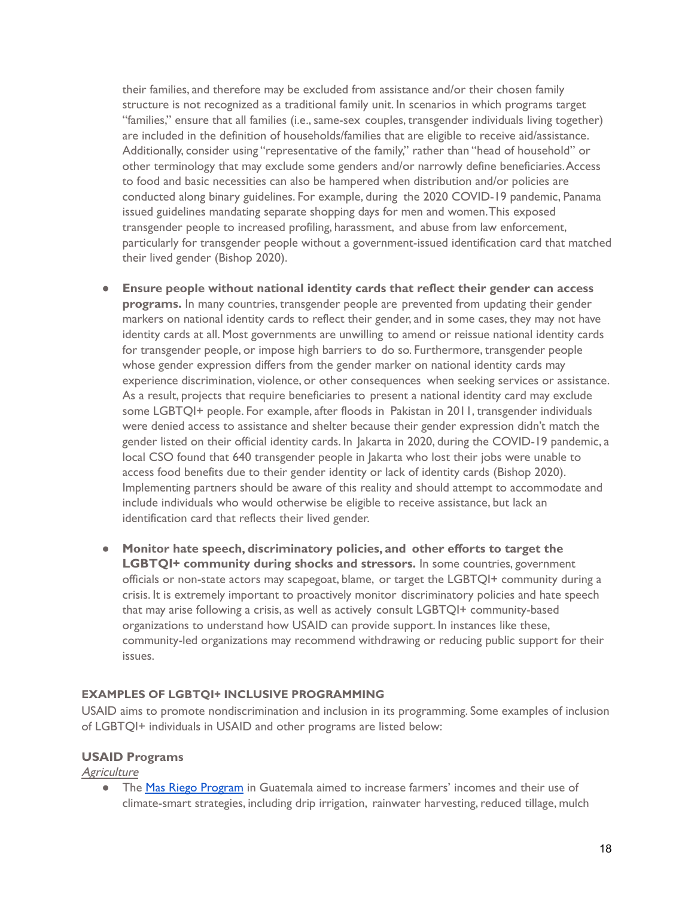their families, and therefore may be excluded from assistance and/or their chosen family structure is not recognized as a traditional family unit. In scenarios in which programs target "families," ensure that all families (i.e., same-sex couples, transgender individuals living together) are included in the definition of households/families that are eligible to receive aid/assistance. Additionally, consider using "representative of the family," rather than "head of household" or other terminology that may exclude some genders and/or narrowly define beneficiaries. Access to food and basic necessities can also be hampered when distribution and/or policies are conducted along binary guidelines. For example, during the 2020 COVID-19 pandemic, Panama issued guidelines mandating separate shopping days for men and women. This exposed transgender people to increased profiling, harassment, and abuse from law enforcement, particularly for transgender people without a government-issued identification card that matched their lived gender (Bishop 2020).

- **Ensure people without national identity cards that reflect their gender can access programs.** In many countries, transgender people are prevented from updating their gender markers on national identity cards to reflect their gender, and in some cases, they may not have identity cards at all. Most governments are unwilling to amend or reissue national identity cards for transgender people, or impose high barriers to do so. Furthermore, transgender people whose gender expression differs from the gender marker on national identity cards may experience discrimination, violence, or other consequences when seeking services or assistance. As a result, projects that require beneficiaries to present a national identity card may exclude some LGBTQI+ people. For example, after floods in Pakistan in 2011, transgender individuals were denied access to assistance and shelter because their gender expression didn't match the gender listed on their official identity cards. In Jakarta in 2020, during the COVID-19 pandemic, a local CSO found that 640 transgender people in Jakarta who lost their jobs were unable to access food benefits due to their gender identity or lack of identity cards (Bishop 2020). Implementing partners should be aware of this reality and should attempt to accommodate and include individuals who would otherwise be eligible to receive assistance, but lack an identification card that reflects their lived gender.

- **Monitor hate speech, discriminatory policies, and other efforts to target the LGBTQI+ community during shocks and stressors.** In some countries, government officials or non-state actors may scapegoat, blame, or target the LGBTQI+ community during a crisis. It is extremely important to proactively monitor discriminatory policies and hate speech that may arise following a crisis, as well as actively consult LGBTQI+ community-based organizations to understand how USAID can provide support. In instances like these, community-led organizations may recommend withdrawing or reducing public support for their issues.

#### EXAMPLES OF LGBTQI+ INCLUSIVE PROGRAMMING

USAID aims to promote nondiscrimination and inclusion in its programming. Some examples of inclusion of LGBTQI+ individuals in USAID and other programs are listed below:

### USAID Programs

*Agriculture*

- The Mas Riego Program in Guatemala aimed to increase farmers' incomes and their use of climate-smart strategies, including drip irrigation, rainwater harvesting, reduced tillage, mulch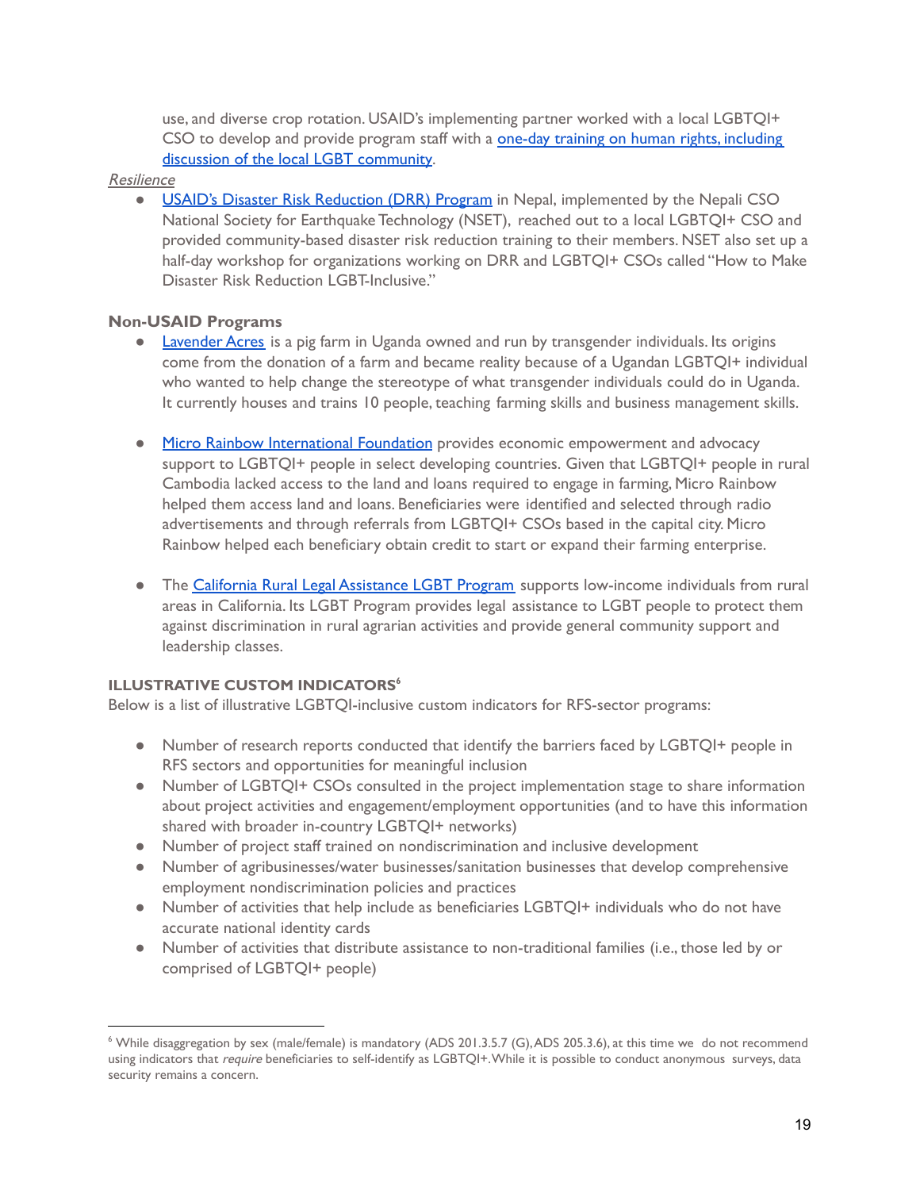use, and diverse crop rotation. USAID's implementing partner worked with a local LGBTQI+ CSO to develop and provide program staff with a one-day training on human rights, including discussion of the local LGBT community.

*Resilience*

- USAID's Disaster Risk Reduction (DRR) Program in Nepal, implemented by the Nepali CSO National Society for Earthquake Technology (NSET), reached out to a local LGBTQI+ CSO and provided community-based disaster risk reduction training to their members. NSET also set up a half-day workshop for organizations working on DRR and LGBTQI+ CSOs called "How to Make Disaster Risk Reduction LGBT-Inclusive."

**Non-USAID Programs**

- Lavender Acres is a pig farm in Uganda owned and run by transgender individuals. Its origins come from the donation of a farm and became reality because of a Ugandan LGBTQI+ individual who wanted to help change the stereotype of what transgender individuals could do in Uganda. It currently houses and trains 10 people, teaching farming skills and business management skills.

- Micro Rainbow International Foundation provides economic empowerment and advocacy support to LGBTQI+ people in select developing countries. Given that LGBTQI+ people in rural Cambodia lacked access to the land and loans required to engage in farming, Micro Rainbow helped them access land and loans. Beneficiaries were identified and selected through radio advertisements and through referrals from LGBTQI+ CSOs based in the capital city. Micro Rainbow helped each beneficiary obtain credit to start or expand their farming enterprise.

- The California Rural Legal Assistance LGBT Program supports low-income individuals from rural areas in California. Its LGBT Program provides legal assistance to LGBT people to protect them against discrimination in rural agrarian activities and provide general community support and leadership classes.

**ILLUSTRATIVE CUSTOM INDICATORS**[6]

Below is a list of illustrative LGBTQI-inclusive custom indicators for RFS-sector programs:

- Number of research reports conducted that identify the barriers faced by LGBTQI+ people in RFS sectors and opportunities for meaningful inclusion
- Number of LGBTQI+ CSOs consulted in the project implementation stage to share information about project activities and engagement/employment opportunities (and to have this information shared with broader in-country LGBTQI+ networks)
- Number of project staff trained on nondiscrimination and inclusive development
- Number of agribusinesses/water businesses/sanitation businesses that develop comprehensive employment nondiscrimination policies and practices
- Number of activities that help include as beneficiaries LGBTQI+ individuals who do not have accurate national identity cards
- Number of activities that distribute assistance to non-traditional families (i.e., those led by or comprised of LGBTQI+ people)

---

[6] While disaggregation by sex (male/female) is mandatory (ADS 201.3.5.7 (G), ADS 205.3.6), at this time we do not recommend using indicators that *require* beneficiaries to self-identify as LGBTQI+. While it is possible to conduct anonymous surveys, data security remains a concern.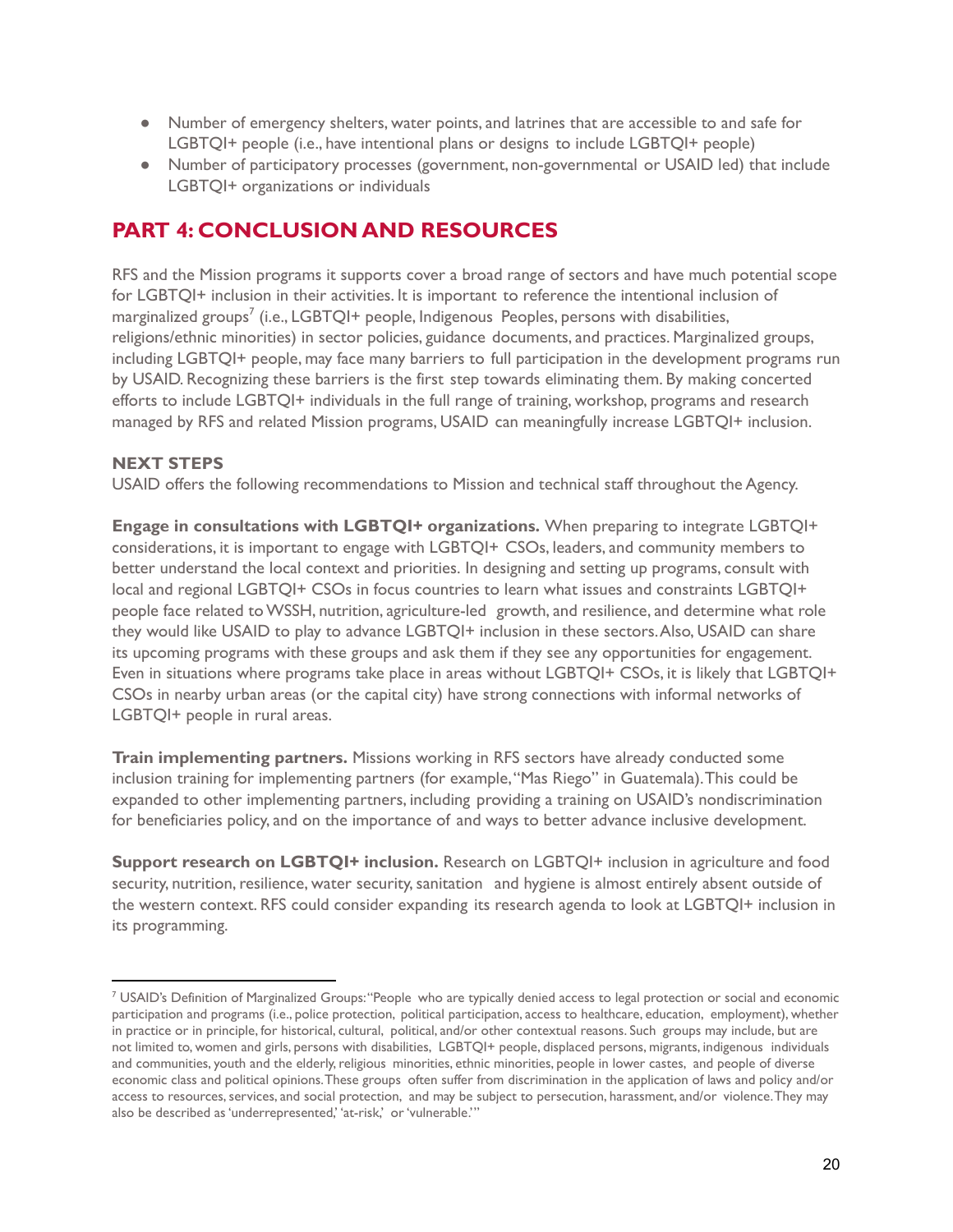- Number of emergency shelters, water points, and latrines that are accessible to and safe for LGBTQI+ people (i.e., have intentional plans or designs to include LGBTQI+ people)
- Number of participatory processes (government, non-governmental or USAID led) that include LGBTQI+ organizations or individuals

## PART 4: CONCLUSION AND RESOURCES

RFS and the Mission programs it supports cover a broad range of sectors and have much potential scope for LGBTQI+ inclusion in their activities. It is important to reference the intentional inclusion of marginalized groups[7] (i.e., LGBTQI+ people, Indigenous Peoples, persons with disabilities, religions/ethnic minorities) in sector policies, guidance documents, and practices. Marginalized groups, including LGBTQI+ people, may face many barriers to full participation in the development programs run by USAID. Recognizing these barriers is the first step towards eliminating them. By making concerted efforts to include LGBTQI+ individuals in the full range of training, workshop, programs and research managed by RFS and related Mission programs, USAID can meaningfully increase LGBTQI+ inclusion.

### NEXT STEPS

USAID offers the following recommendations to Mission and technical staff throughout the Agency.

**Engage in consultations with LGBTQI+ organizations.** When preparing to integrate LGBTQI+ considerations, it is important to engage with LGBTQI+ CSOs, leaders, and community members to better understand the local context and priorities. In designing and setting up programs, consult with local and regional LGBTQI+ CSOs in focus countries to learn what issues and constraints LGBTQI+ people face related to WSSH, nutrition, agriculture-led growth, and resilience, and determine what role they would like USAID to play to advance LGBTQI+ inclusion in these sectors. Also, USAID can share its upcoming programs with these groups and ask them if they see any opportunities for engagement. Even in situations where programs take place in areas without LGBTQI+ CSOs, it is likely that LGBTQI+ CSOs in nearby urban areas (or the capital city) have strong connections with informal networks of LGBTQI+ people in rural areas.

**Train implementing partners.** Missions working in RFS sectors have already conducted some inclusion training for implementing partners (for example, "Mas Riego" in Guatemala). This could be expanded to other implementing partners, including providing a training on USAID's nondiscrimination for beneficiaries policy, and on the importance of and ways to better advance inclusive development.

**Support research on LGBTQI+ inclusion.** Research on LGBTQI+ inclusion in agriculture and food security, nutrition, resilience, water security, sanitation and hygiene is almost entirely absent outside of the western context. RFS could consider expanding its research agenda to look at LGBTQI+ inclusion in its programming.

---

[7] USAID's Definition of Marginalized Groups: "People who are typically denied access to legal protection or social and economic participation and programs (i.e., police protection, political participation, access to healthcare, education, employment), whether in practice or in principle, for historical, cultural, political, and/or other contextual reasons. Such groups may include, but are not limited to, women and girls, persons with disabilities, LGBTQI+ people, displaced persons, migrants, indigenous individuals and communities, youth and the elderly, religious minorities, ethnic minorities, people in lower castes, and people of diverse economic class and political opinions. These groups often suffer from discrimination in the application of laws and policy and/or access to resources, services, and social protection, and may be subject to persecution, harassment, and/or violence. They may also be described as 'underrepresented,' 'at-risk,' or 'vulnerable.'"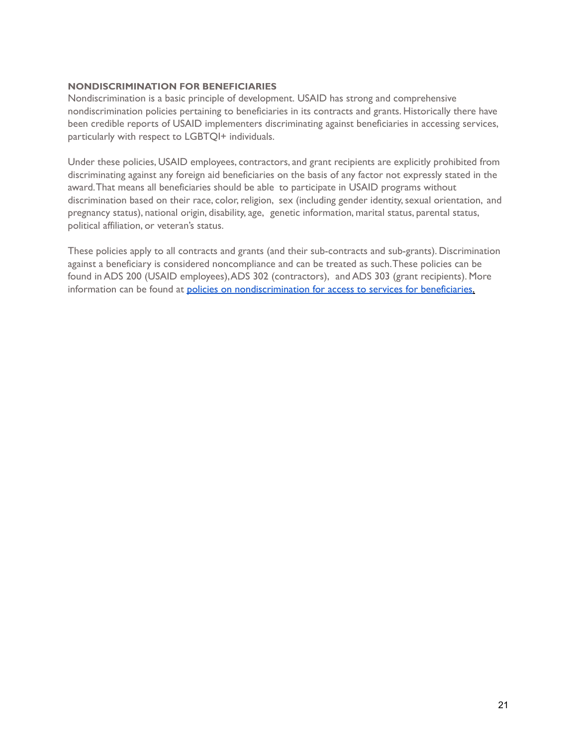**NONDISCRIMINATION FOR BENEFICIARIES**

Nondiscrimination is a basic principle of development. USAID has strong and comprehensive nondiscrimination policies pertaining to beneficiaries in its contracts and grants. Historically there have been credible reports of USAID implementers discriminating against beneficiaries in accessing services, particularly with respect to LGBTQI+ individuals.

Under these policies, USAID employees, contractors, and grant recipients are explicitly prohibited from discriminating against any foreign aid beneficiaries on the basis of any factor not expressly stated in the award. That means all beneficiaries should be able to participate in USAID programs without discrimination based on their race, color, religion, sex (including gender identity, sexual orientation, and pregnancy status), national origin, disability, age, genetic information, marital status, parental status, political affiliation, or veteran's status.

These policies apply to all contracts and grants (and their sub-contracts and sub-grants). Discrimination against a beneficiary is considered noncompliance and can be treated as such. These policies can be found in ADS 200 (USAID employees), ADS 302 (contractors), and ADS 303 (grant recipients). More information can be found at policies on nondiscrimination for access to services for beneficiaries.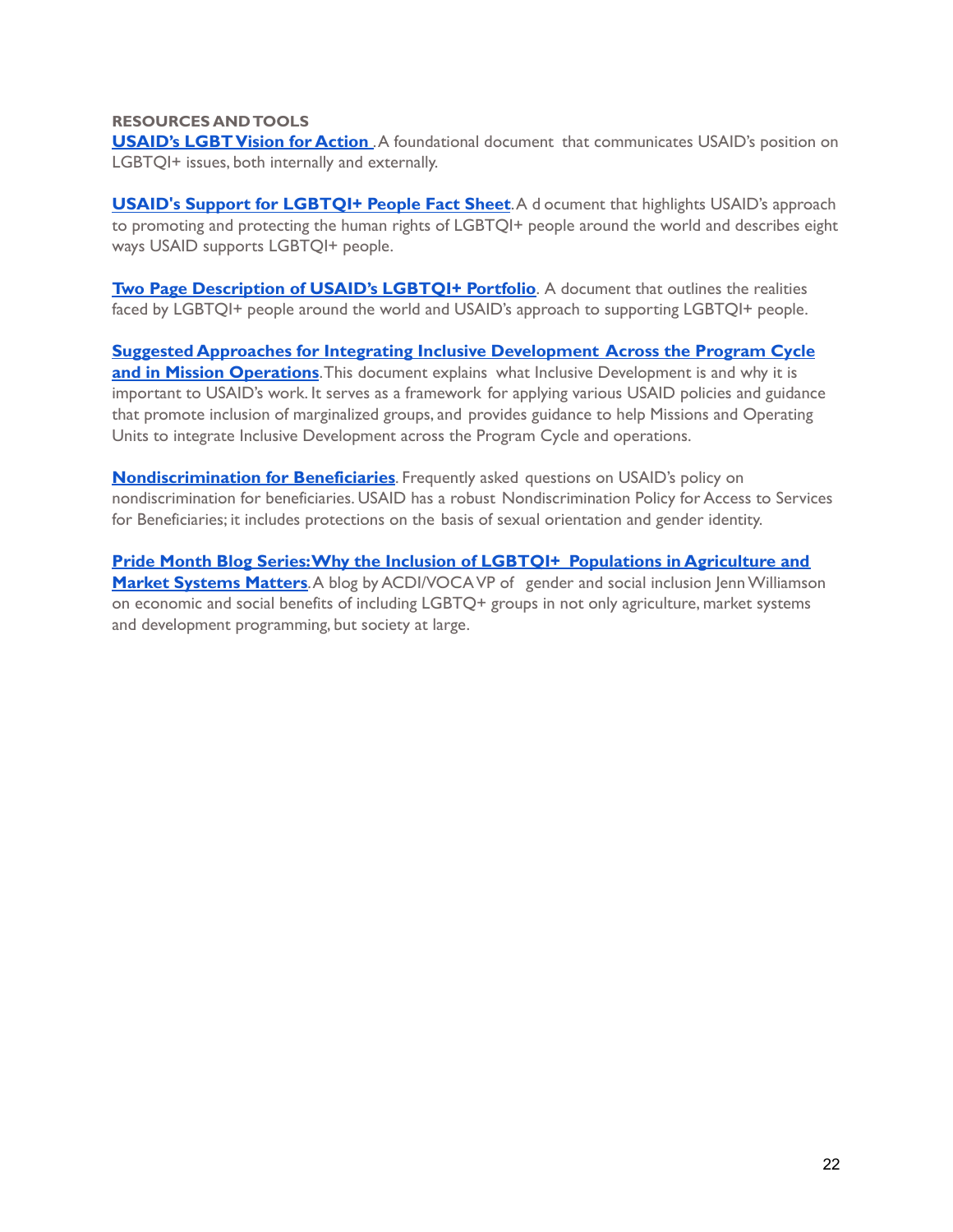**RESOURCES AND TOOLS**

**USAID's LGBT Vision for Action** . A foundational document that communicates USAID's position on LGBTQI+ issues, both internally and externally.

**USAID's Support for LGBTQI+ People Fact Sheet**. A d ocument that highlights USAID's approach to promoting and protecting the human rights of LGBTQI+ people around the world and describes eight ways USAID supports LGBTQI+ people.

**Two Page Description of USAID's LGBTQI+ Portfolio**. A document that outlines the realities faced by LGBTQI+ people around the world and USAID's approach to supporting LGBTQI+ people.

**Suggested Approaches for Integrating Inclusive Development Across the Program Cycle and in Mission Operations**. This document explains what Inclusive Development is and why it is important to USAID's work. It serves as a framework for applying various USAID policies and guidance that promote inclusion of marginalized groups, and provides guidance to help Missions and Operating Units to integrate Inclusive Development across the Program Cycle and operations.

**Nondiscrimination for Beneficiaries**. Frequently asked questions on USAID's policy on nondiscrimination for beneficiaries. USAID has a robust Nondiscrimination Policy for Access to Services for Beneficiaries; it includes protections on the basis of sexual orientation and gender identity.

**Pride Month Blog Series: Why the Inclusion of LGBTQI+ Populations in Agriculture and Market Systems Matters**. A blog by ACDI/VOCA VP of gender and social inclusion Jenn Williamson on economic and social benefits of including LGBTQ+ groups in not only agriculture, market systems and development programming, but society at large.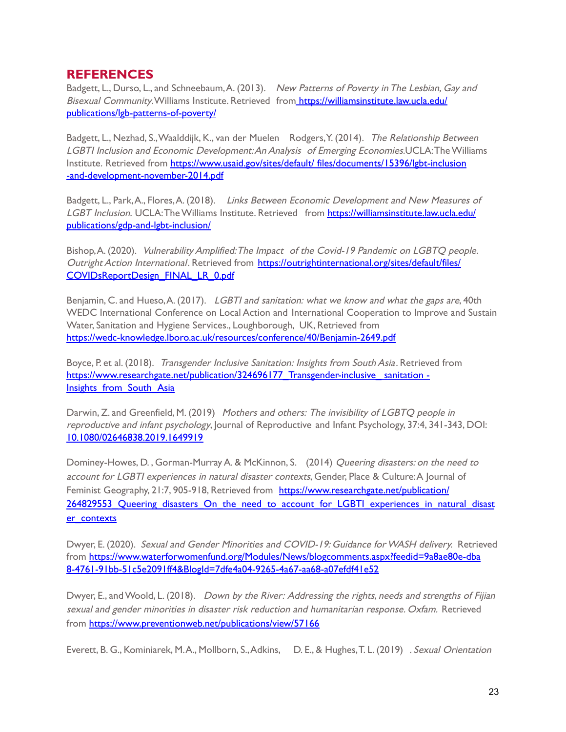## REFERENCES

Badgett, L., Durso, L., and Schneebaum, A. (2013). *New Patterns of Poverty in The Lesbian, Gay and Bisexual Community.* Williams Institute. Retrieved from https://williamsinstitute.law.ucla.edu/publications/lgb-patterns-of-poverty/

Badgett, L., Nezhad, S., Waalddijk, K., van der Muelen Rodgers, Y. (2014). *The Relationship Between LGBTI Inclusion and Economic Development: An Analysis of Emerging Economies.* UCLA: The Williams Institute. Retrieved from https://www.usaid.gov/sites/default/ files/documents/15396/lgbt-inclusion-and-development-november-2014.pdf

Badgett, L., Park, A., Flores, A. (2018). *Links Between Economic Development and New Measures of LGBT Inclusion.* UCLA: The Williams Institute. Retrieved from https://williamsinstitute.law.ucla.edu/publications/gdp-and-lgbt-inclusion/

Bishop, A. (2020). *Vulnerability Amplified: The Impact of the Covid-19 Pandemic on LGBTQ people. Outright Action International*. Retrieved from https://outrightinternational.org/sites/default/files/COVIDsReportDesign_FINAL_LR_0.pdf

Benjamin, C. and Hueso, A. (2017). *LGBTI and sanitation: what we know and what the gaps are*, 40th WEDC International Conference on Local Action and International Cooperation to Improve and Sustain Water, Sanitation and Hygiene Services., Loughborough, UK, Retrieved from https://wedc-knowledge.lboro.ac.uk/resources/conference/40/Benjamin-2649.pdf

Boyce, P. et al. (2018). *Transgender Inclusive Sanitation: Insights from South Asia*. Retrieved from https://www.researchgate.net/publication/324696177_Transgender-inclusive_ sanitation -Insights_from_South_Asia

Darwin, Z. and Greenfield, M. (2019) *Mothers and others: The invisibility of LGBTQ people in reproductive and infant psychology*, Journal of Reproductive and Infant Psychology, 37:4, 341-343, DOI: 10.1080/02646838.2019.1649919

Dominey-Howes, D. , Gorman-Murray A. & McKinnon, S. (2014) *Queering disasters: on the need to account for LGBTI experiences in natural disaster contexts*, Gender, Place & Culture: A Journal of Feminist Geography, 21:7, 905-918, Retrieved from https://www.researchgate.net/publication/264829553_Queering_disasters_On_the_need_to_account_for_LGBTI_experiences_in_natural_disaster_contexts

Dwyer, E. (2020). *Sexual and Gender Minorities and COVID-19: Guidance for WASH delivery.* Retrieved from https://www.waterforwomenfund.org/Modules/News/blogcomments.aspx?feedid=9a8ae80e-dba8-4761-91bb-51c5e2091ff4&BlogId=7dfe4a04-9265-4a67-aa68-a07efdf41e52

Dwyer, E., and Woold, L. (2018). *Down by the River: Addressing the rights, needs and strengths of Fijian sexual and gender minorities in disaster risk reduction and humanitarian response. Oxfam.* Retrieved from https://www.preventionweb.net/publications/view/57166

Everett, B. G., Kominiarek, M. A., Mollborn, S., Adkins, D. E., & Hughes, T. L. (2019) . *Sexual Orientation*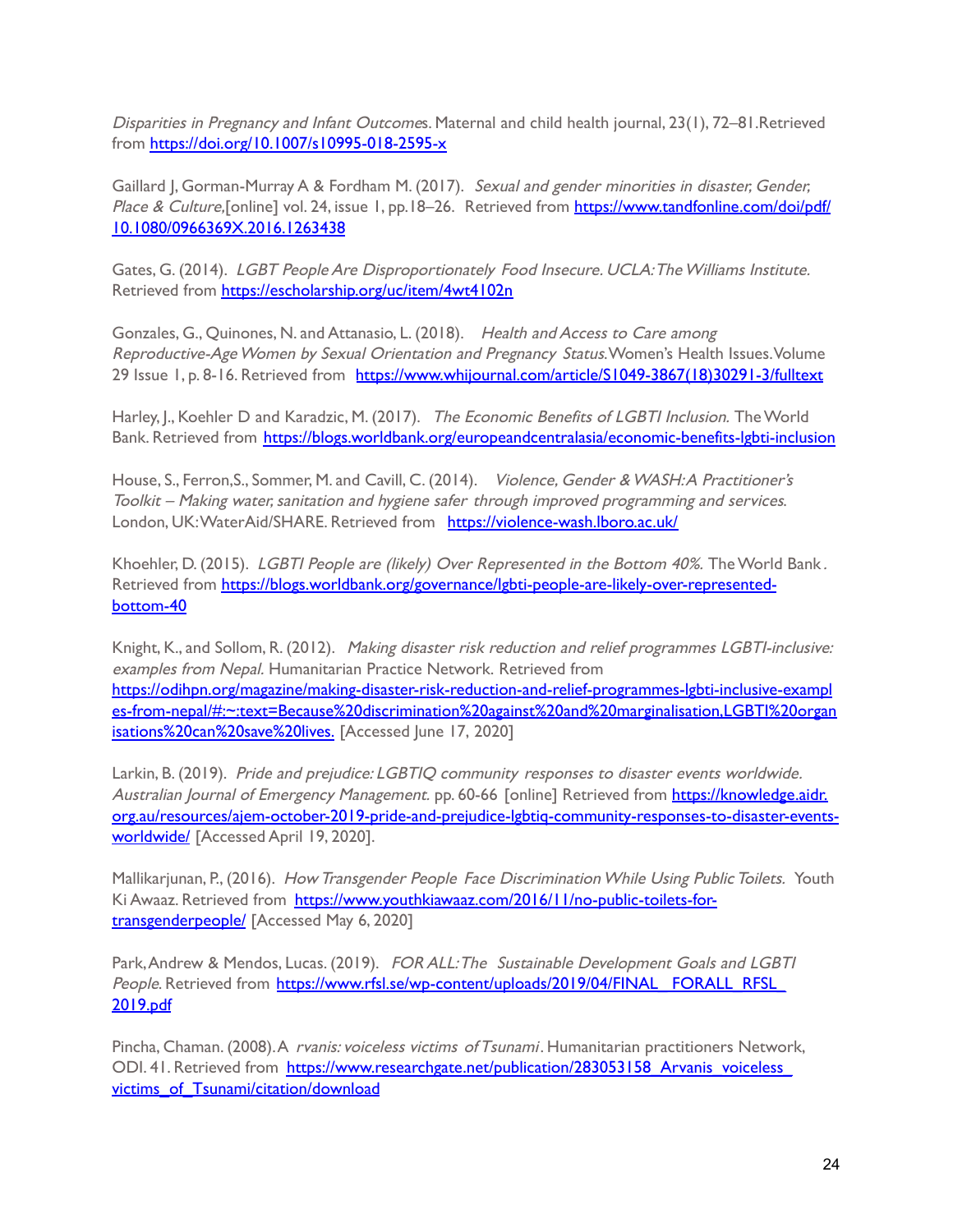*Disparities in Pregnancy and Infant Outcomes*. Maternal and child health journal, 23(1), 72–81.Retrieved from https://doi.org/10.1007/s10995-018-2595-x

Gaillard J, Gorman-Murray A & Fordham M. (2017). *Sexual and gender minorities in disaster, Gender, Place & Culture,*[online] vol. 24, issue 1, pp.18–26. Retrieved from https://www.tandfonline.com/doi/pdf/10.1080/0966369X.2016.1263438

Gates, G. (2014). *LGBT People Are Disproportionately Food Insecure. UCLA: The Williams Institute.* Retrieved from https://escholarship.org/uc/item/4wt4102n

Gonzales, G., Quinones, N. and Attanasio, L. (2018). *Health and Access to Care among Reproductive-Age Women by Sexual Orientation and Pregnancy Status.* Women's Health Issues. Volume 29 Issue 1, p. 8-16. Retrieved from https://www.whijournal.com/article/S1049-3867(18)30291-3/fulltext

Harley, J., Koehler D and Karadzic, M. (2017). *The Economic Benefits of LGBTI Inclusion.* The World Bank. Retrieved from https://blogs.worldbank.org/europeandcentralasia/economic-benefits-lgbti-inclusion

House, S., Ferron,S., Sommer, M. and Cavill, C. (2014). *Violence, Gender & WASH: A Practitioner's Toolkit – Making water, sanitation and hygiene safer through improved programming and services.* London, UK: WaterAid/SHARE. Retrieved from https://violence-wash.lboro.ac.uk/

Khoehler, D. (2015). *LGBTI People are (likely) Over Represented in the Bottom 40%.* The World Bank . Retrieved from https://blogs.worldbank.org/governance/lgbti-people-are-likely-over-represented-bottom-40

Knight, K., and Sollom, R. (2012). *Making disaster risk reduction and relief programmes LGBTI-inclusive: examples from Nepal.* Humanitarian Practice Network. Retrieved from https://odihpn.org/magazine/making-disaster-risk-reduction-and-relief-programmes-lgbti-inclusive-examples-from-nepal/#:~:text=Because%20discrimination%20against%20and%20marginalisation,LGBTI%20organisations%20can%20save%20lives. [Accessed June 17, 2020]

Larkin, B. (2019). *Pride and prejudice: LGBTIQ community responses to disaster events worldwide. Australian Journal of Emergency Management.* pp. 60-66 [online] Retrieved from https://knowledge.aidr.org.au/resources/ajem-october-2019-pride-and-prejudice-lgbtiq-community-responses-to-disaster-events-worldwide/ [Accessed April 19, 2020].

Mallikarjunan, P., (2016). *How Transgender People Face Discrimination While Using Public Toilets.* Youth Ki Awaaz. Retrieved from https://www.youthkiawaaz.com/2016/11/no-public-toilets-for-transgenderpeople/ [Accessed May 6, 2020]

Park, Andrew & Mendos, Lucas. (2019). *FOR ALL: The Sustainable Development Goals and LGBTI People.* Retrieved from https://www.rfsl.se/wp-content/uploads/2019/04/FINAL_FORALL_RFSL_2019.pdf

Pincha, Chaman. (2008). A *rvanis: voiceless victims of Tsunami*. Humanitarian practitioners Network, ODI. 41. Retrieved from https://www.researchgate.net/publication/283053158_Arvanis_voiceless_victims_of_Tsunami/citation/download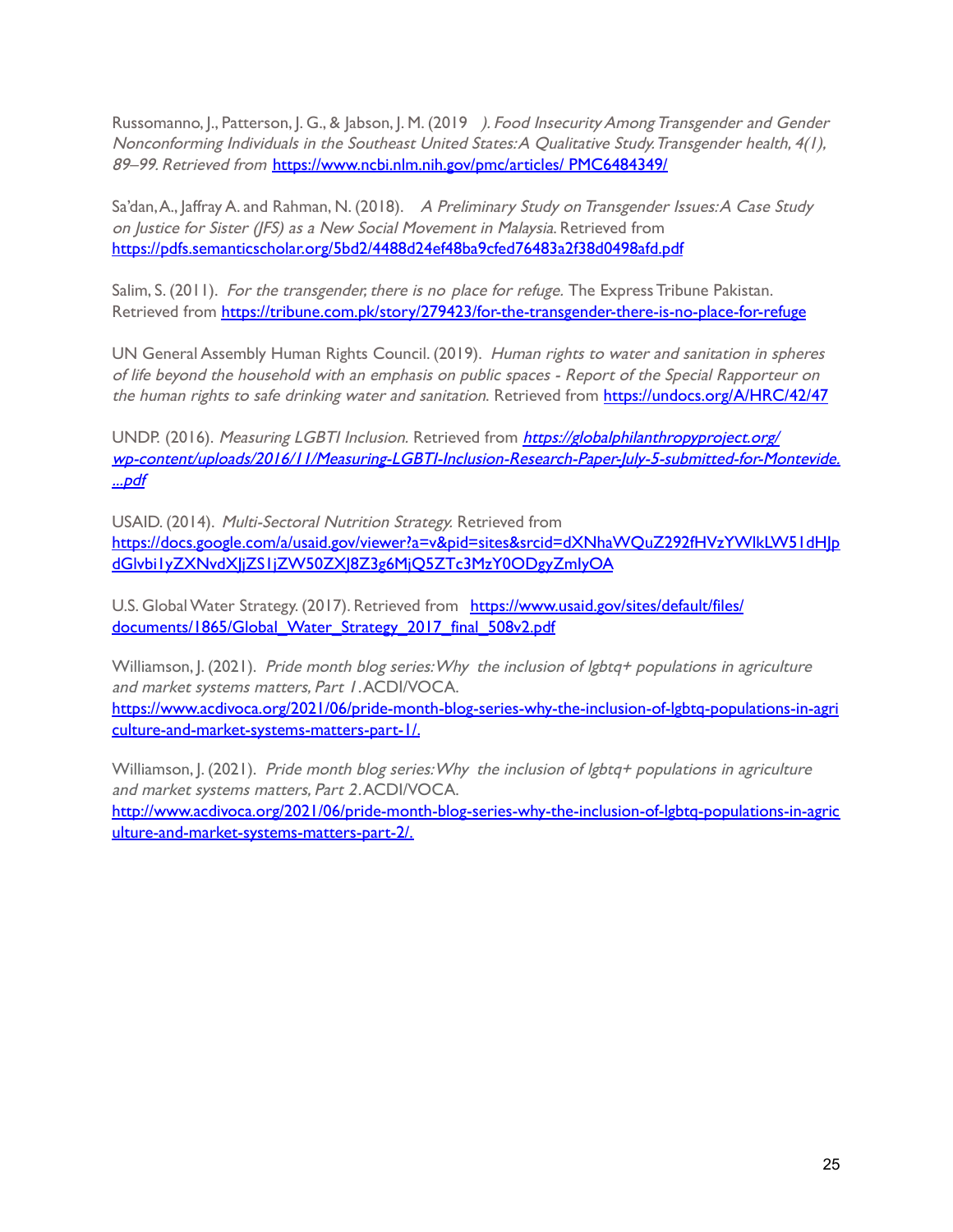Russomanno, J., Patterson, J. G., & Jabson, J. M. (2019 *). Food Insecurity Among Transgender and Gender Nonconforming Individuals in the Southeast United States: A Qualitative Study. Transgender health, 4(1), 89–99. Retrieved from* https://www.ncbi.nlm.nih.gov/pmc/articles/ PMC6484349/

Sa'dan, A., Jaffray A. and Rahman, N. (2018). *A Preliminary Study on Transgender Issues: A Case Study on Justice for Sister (JFS) as a New Social Movement in Malaysia*. Retrieved from https://pdfs.semanticscholar.org/5bd2/4488d24ef48ba9cfed76483a2f38d0498afd.pdf

Salim, S. (2011). *For the transgender, there is no place for refuge.* The Express Tribune Pakistan. Retrieved from https://tribune.com.pk/story/279423/for-the-transgender-there-is-no-place-for-refuge

UN General Assembly Human Rights Council. (2019). *Human rights to water and sanitation in spheres of life beyond the household with an emphasis on public spaces - Report of the Special Rapporteur on the human rights to safe drinking water and sanitation.* Retrieved from https://undocs.org/A/HRC/42/47

UNDP. (2016). *Measuring LGBTI Inclusion.* Retrieved from *https://globalphilanthropyproject.org/ wp-content/uploads/2016/11/Measuring-LGBTI-Inclusion-Research-Paper-July-5-submitted-for-Montevide. ...pdf*

USAID. (2014). *Multi-Sectoral Nutrition Strategy.* Retrieved from https://docs.google.com/a/usaid.gov/viewer?a=v&pid=sites&srcid=dXNhaWQuZ292fHVzYWlkLW51dHJpdGlvbi1yZXNvdXJjZS1jZW50ZXJ8Z3g6MjQ5ZTc3MzY0ODgyZmIyOA

U.S. Global Water Strategy. (2017). Retrieved from https://www.usaid.gov/sites/default/files/ documents/1865/Global_Water_Strategy_2017_final_508v2.pdf

Williamson, J. (2021). *Pride month blog series: Why the inclusion of lgbtq+ populations in agriculture and market systems matters, Part 1*. ACDI/VOCA. https://www.acdivoca.org/2021/06/pride-month-blog-series-why-the-inclusion-of-lgbtq-populations-in-agriculture-and-market-systems-matters-part-1/.

Williamson, J. (2021). *Pride month blog series: Why the inclusion of lgbtq+ populations in agriculture and market systems matters, Part 2*. ACDI/VOCA. http://www.acdivoca.org/2021/06/pride-month-blog-series-why-the-inclusion-of-lgbtq-populations-in-agriculture-and-market-systems-matters-part-2/.